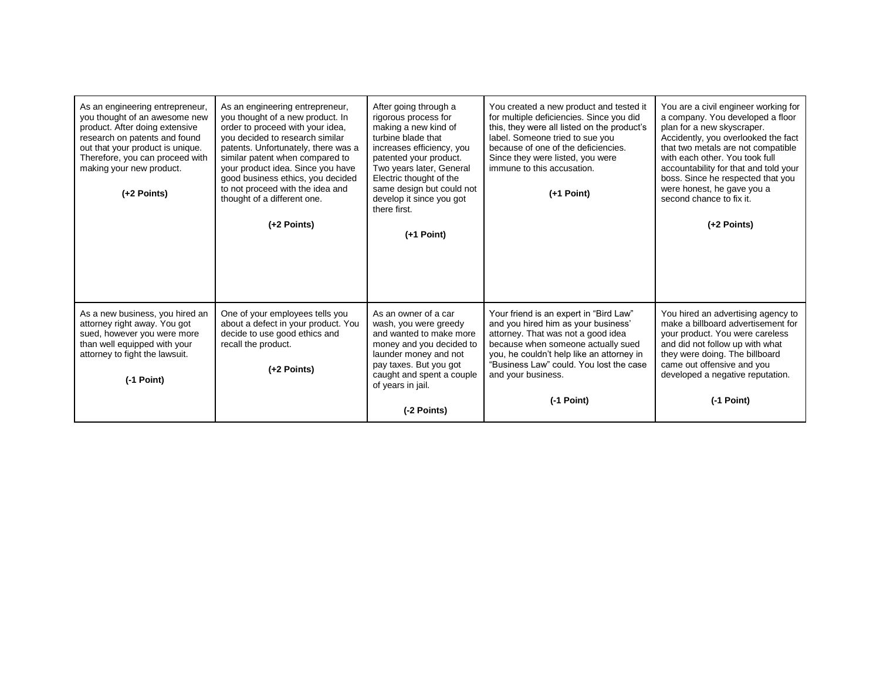| | | | | |
|---|---|---|---|---|
| As an engineering entrepreneur, you thought of an awesome new product. After doing extensive research on patents and found out that your product is unique. Therefore, you can proceed with making your new product. **(+2 Points)** | As an engineering entrepreneur, you thought of a new product. In order to proceed with your idea, you decided to research similar patents. Unfortunately, there was a similar patent when compared to your product idea. Since you have good business ethics, you decided to not proceed with the idea and thought of a different one. **(+2 Points)** | After going through a rigorous process for making a new kind of turbine blade that increases efficiency, you patented your product. Two years later, General Electric thought of the same design but could not develop it since you got there first. **(+1 Point)** | You created a new product and tested it for multiple deficiencies. Since you did this, they were all listed on the product's label. Someone tried to sue you because of one of the deficiencies. Since they were listed, you were immune to this accusation. **(+1 Point)** | You are a civil engineer working for a company. You developed a floor plan for a new skyscraper. Accidently, you overlooked the fact that two metals are not compatible with each other. You took full accountability for that and told your boss. Since he respected that you were honest, he gave you a second chance to fix it. **(+2 Points)** |
| As a new business, you hired an attorney right away. You got sued, however you were more than well equipped with your attorney to fight the lawsuit. **(-1 Point)** | One of your employees tells you about a defect in your product. You decide to use good ethics and recall the product. **(+2 Points)** | As an owner of a car wash, you were greedy and wanted to make more money and you decided to launder money and not pay taxes. But you got caught and spent a couple of years in jail. **(-2 Points)** | Your friend is an expert in "Bird Law" and you hired him as your business' attorney. That was not a good idea because when someone actually sued you, he couldn't help like an attorney in "Business Law" could. You lost the case and your business. **(-1 Point)** | You hired an advertising agency to make a billboard advertisement for your product. You were careless and did not follow up with what they were doing. The billboard came out offensive and you developed a negative reputation. **(-1 Point)** |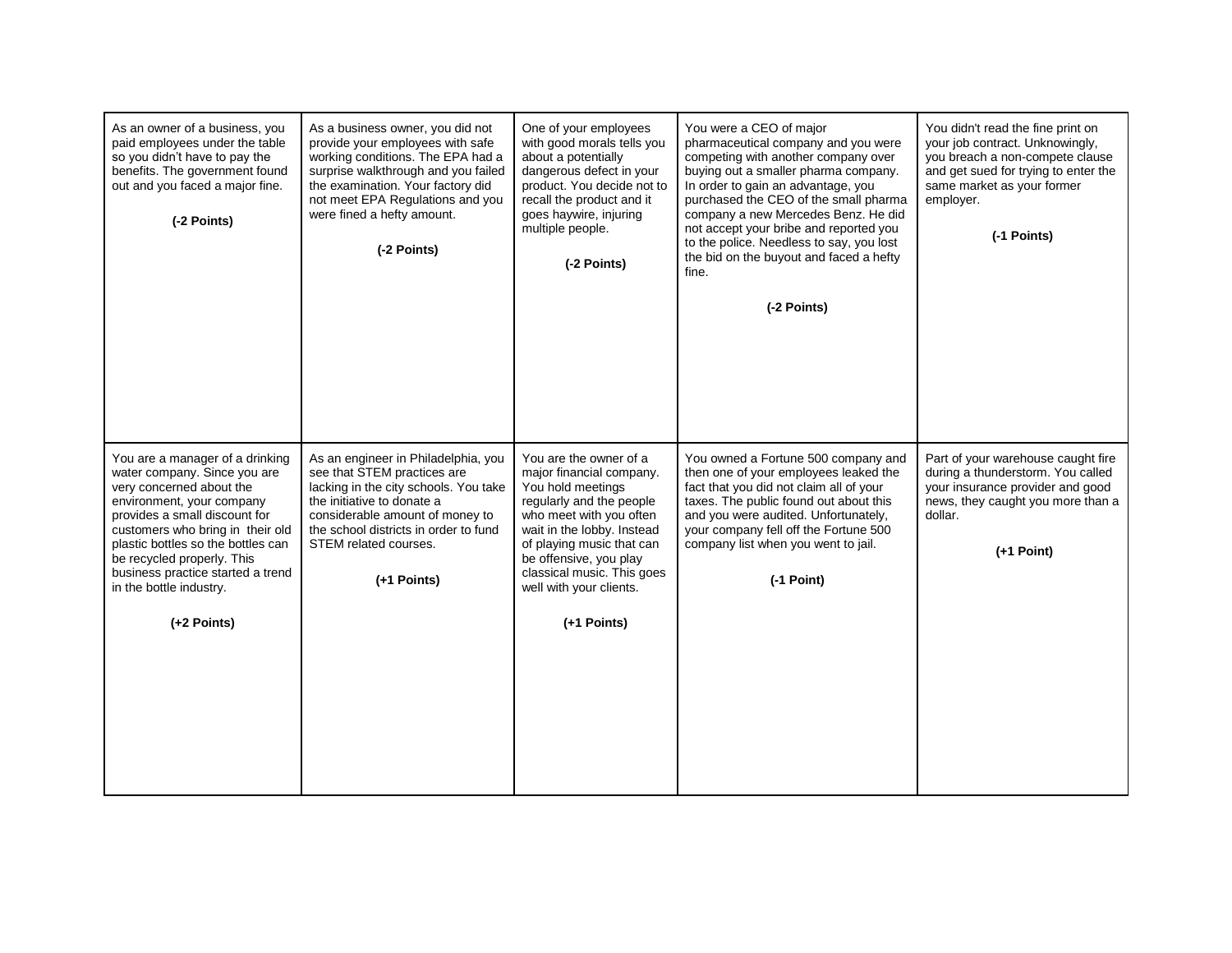| | | | | |
|---|---|---|---|---|
| As an owner of a business, you paid employees under the table so you didn't have to pay the benefits. The government found out and you faced a major fine.<br><br>**(-2 Points)** | As a business owner, you did not provide your employees with safe working conditions. The EPA had a surprise walkthrough and you failed the examination. Your factory did not meet EPA Regulations and you were fined a hefty amount.<br><br>**(-2 Points)** | One of your employees with good morals tells you about a potentially dangerous defect in your product. You decide not to recall the product and it goes haywire, injuring multiple people.<br><br>**(-2 Points)** | You were a CEO of major pharmaceutical company and you were competing with another company over buying out a smaller pharma company. In order to gain an advantage, you purchased the CEO of the small pharma company a new Mercedes Benz. He did not accept your bribe and reported you to the police. Needless to say, you lost the bid on the buyout and faced a hefty fine.<br><br>**(-2 Points)** | You didn't read the fine print on your job contract. Unknowingly, you breach a non-compete clause and get sued for trying to enter the same market as your former employer.<br><br>**(-1 Points)** |
| You are a manager of a drinking water company. Since you are very concerned about the environment, your company provides a small discount for customers who bring in their old plastic bottles so the bottles can be recycled properly. This business practice started a trend in the bottle industry.<br><br>**(+2 Points)** | As an engineer in Philadelphia, you see that STEM practices are lacking in the city schools. You take the initiative to donate a considerable amount of money to the school districts in order to fund STEM related courses.<br><br>**(+1 Points)** | You are the owner of a major financial company. You hold meetings regularly and the people who meet with you often wait in the lobby. Instead of playing music that can be offensive, you play classical music. This goes well with your clients.<br><br>**(+1 Points)** | You owned a Fortune 500 company and then one of your employees leaked the fact that you did not claim all of your taxes. The public found out about this and you were audited. Unfortunately, your company fell off the Fortune 500 company list when you went to jail.<br><br>**(-1 Point)** | Part of your warehouse caught fire during a thunderstorm. You called your insurance provider and good news, they caught you more than a dollar.<br><br>**(+1 Point)** |